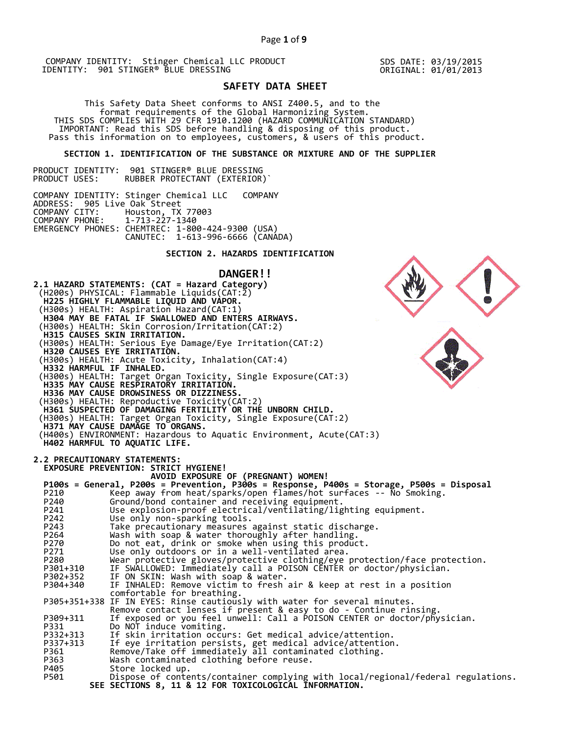COMPANY IDENTITY: Stinger Chemical LLC PRODUCT IDENTITY: 901 STINGER® BLUE DRESSING

SDS DATE: 03/19/2015
ORIGINAL: 01/01/2013

# SAFETY DATA SHEET

This Safety Data Sheet conforms to ANSI Z400.5, and to the format requirements of the Global Harmonizing System.
THIS SDS COMPLIES WITH 29 CFR 1910.1200 (HAZARD COMMUNICATION STANDARD)
IMPORTANT: Read this SDS before handling & disposing of this product.
Pass this information on to employees, customers, & users of this product.

## SECTION 1. IDENTIFICATION OF THE SUBSTANCE OR MIXTURE AND OF THE SUPPLIER

PRODUCT IDENTITY: 901 STINGER® BLUE DRESSING
PRODUCT USES: RUBBER PROTECTANT (EXTERIOR)`

COMPANY IDENTITY: Stinger Chemical LLC COMPANY
ADDRESS: 905 Live Oak Street
COMPANY CITY: Houston, TX 77003
COMPANY PHONE: 1-713-227-1340
EMERGENCY PHONES: CHEMTREC: 1-800-424-9300 (USA)
CANUTEC: 1-613-996-6666 (CANADA)

## SECTION 2. HAZARDS IDENTIFICATION

**DANGER!!**

**2.1 HAZARD STATEMENTS: (CAT = Hazard Category)**

(H200s) PHYSICAL: Flammable Liquids(CAT:2)
**H225 HIGHLY FLAMMABLE LIQUID AND VAPOR.**
(H300s) HEALTH: Aspiration Hazard(CAT:1)
**H304 MAY BE FATAL IF SWALLOWED AND ENTERS AIRWAYS.**
(H300s) HEALTH: Skin Corrosion/Irritation(CAT:2)
**H315 CAUSES SKIN IRRITATION.**
(H300s) HEALTH: Serious Eye Damage/Eye Irritation(CAT:2)
**H320 CAUSES EYE IRRITATION.**
(H300s) HEALTH: Acute Toxicity, Inhalation(CAT:4)
**H332 HARMFUL IF INHALED.**
(H300s) HEALTH: Target Organ Toxicity, Single Exposure(CAT:3)
**H335 MAY CAUSE RESPIRATORY IRRITATION.**
**H336 MAY CAUSE DROWSINESS OR DIZZINESS.**
(H300s) HEALTH: Reproductive Toxicity(CAT:2)
**H361 SUSPECTED OF DAMAGING FERTILITY OR THE UNBORN CHILD.**
(H300s) HEALTH: Target Organ Toxicity, Single Exposure(CAT:2)
**H371 MAY CAUSE DAMAGE TO ORGANS.**
(H400s) ENVIRONMENT: Hazardous to Aquatic Environment, Acute(CAT:3)
**H402 HARMFUL TO AQUATIC LIFE.**

**2.2 PRECAUTIONARY STATEMENTS:**

**EXPOSURE PREVENTION: STRICT HYGIENE!**
**AVOID EXPOSURE OF (PREGNANT) WOMEN!**

**P100s = General, P200s = Prevention, P300s = Response, P400s = Storage, P500s = Disposal**

| Code | Statement |
|---|---|
| P210 | Keep away from heat/sparks/open flames/hot surfaces -- No Smoking. |
| P240 | Ground/bond container and receiving equipment. |
| P241 | Use explosion-proof electrical/ventilating/lighting equipment. |
| P242 | Use only non-sparking tools. |
| P243 | Take precautionary measures against static discharge. |
| P264 | Wash with soap & water thoroughly after handling. |
| P270 | Do not eat, drink or smoke when using this product. |
| P271 | Use only outdoors or in a well-ventilated area. |
| P280 | Wear protective gloves/protective clothing/eye protection/face protection. |
| P301+310 | IF SWALLOWED: Immediately call a POISON CENTER or doctor/physician. |
| P302+352 | IF ON SKIN: Wash with soap & water. |
| P304+340 | IF INHALED: Remove victim to fresh air & keep at rest in a position comfortable for breathing. |
| P305+351+338 | IF IN EYES: Rinse cautiously with water for several minutes. Remove contact lenses if present & easy to do - Continue rinsing. |
| P309+311 | If exposed or you feel unwell: Call a POISON CENTER or doctor/physician. |
| P331 | Do NOT induce vomiting. |
| P332+313 | If skin irritation occurs: Get medical advice/attention. |
| P337+313 | If eye irritation persists, get medical advice/attention. |
| P361 | Remove/Take off immediately all contaminated clothing. |
| P363 | Wash contaminated clothing before reuse. |
| P405 | Store locked up. |
| P501 | Dispose of contents/container complying with local/regional/federal regulations. |

**SEE SECTIONS 8, 11 & 12 FOR TOXICOLOGICAL INFORMATION.**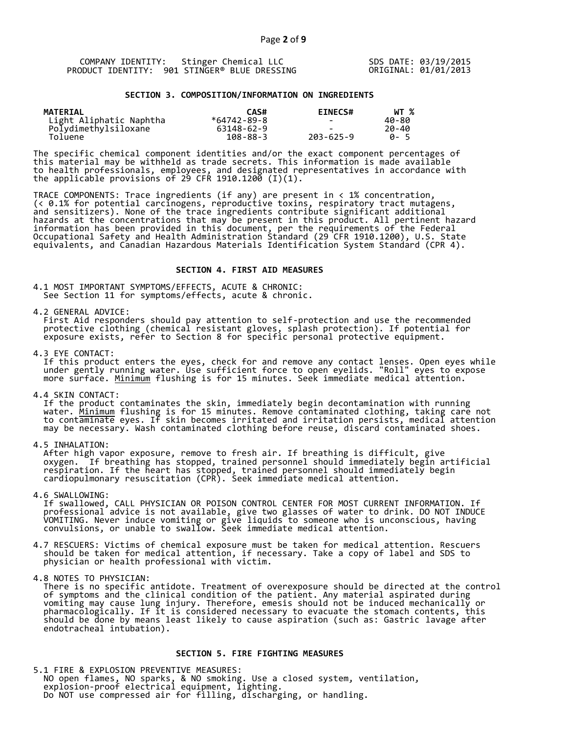COMPANY IDENTITY: Stinger Chemical LLC
PRODUCT IDENTITY: 901 STINGER® BLUE DRESSING

SDS DATE: 03/19/2015
ORIGINAL: 01/01/2013

## SECTION 3. COMPOSITION/INFORMATION ON INGREDIENTS

| MATERIAL | CAS# | EINECS# | WT % |
|---|---|---|---|
| Light Aliphatic Naphtha | *64742-89-8 | - | 40-80 |
| Polydimethylsiloxane | 63148-62-9 | - | 20-40 |
| Toluene | 108-88-3 | 203-625-9 | 0- 5 |

The specific chemical component identities and/or the exact component percentages of this material may be withheld as trade secrets. This information is made available to health professionals, employees, and designated representatives in accordance with the applicable provisions of 29 CFR 1910.1200 (I)(1).

TRACE COMPONENTS: Trace ingredients (if any) are present in < 1% concentration, (< 0.1% for potential carcinogens, reproductive toxins, respiratory tract mutagens, and sensitizers). None of the trace ingredients contribute significant additional hazards at the concentrations that may be present in this product. All pertinent hazard information has been provided in this document, per the requirements of the Federal Occupational Safety and Health Administration Standard (29 CFR 1910.1200), U.S. State equivalents, and Canadian Hazardous Materials Identification System Standard (CPR 4).

## SECTION 4. FIRST AID MEASURES

4.1 MOST IMPORTANT SYMPTOMS/EFFECTS, ACUTE & CHRONIC:
See Section 11 for symptoms/effects, acute & chronic.

4.2 GENERAL ADVICE:
First Aid responders should pay attention to self-protection and use the recommended protective clothing (chemical resistant gloves, splash protection). If potential for exposure exists, refer to Section 8 for specific personal protective equipment.

4.3 EYE CONTACT:
If this product enters the eyes, check for and remove any contact lenses. Open eyes while under gently running water. Use sufficient force to open eyelids. "Roll" eyes to expose more surface. Minimum flushing is for 15 minutes. Seek immediate medical attention.

4.4 SKIN CONTACT:
If the product contaminates the skin, immediately begin decontamination with running water. Minimum flushing is for 15 minutes. Remove contaminated clothing, taking care not to contaminate eyes. If skin becomes irritated and irritation persists, medical attention may be necessary. Wash contaminated clothing before reuse, discard contaminated shoes.

4.5 INHALATION:
After high vapor exposure, remove to fresh air. If breathing is difficult, give oxygen. If breathing has stopped, trained personnel should immediately begin artificial respiration. If the heart has stopped, trained personnel should immediately begin cardiopulmonary resuscitation (CPR). Seek immediate medical attention.

4.6 SWALLOWING:
If swallowed, CALL PHYSICIAN OR POISON CONTROL CENTER FOR MOST CURRENT INFORMATION. If professional advice is not available, give two glasses of water to drink. DO NOT INDUCE VOMITING. Never induce vomiting or give liquids to someone who is unconscious, having convulsions, or unable to swallow. Seek immediate medical attention.

4.7 RESCUERS: Victims of chemical exposure must be taken for medical attention. Rescuers should be taken for medical attention, if necessary. Take a copy of label and SDS to physician or health professional with victim.

4.8 NOTES TO PHYSICIAN:
There is no specific antidote. Treatment of overexposure should be directed at the control of symptoms and the clinical condition of the patient. Any material aspirated during vomiting may cause lung injury. Therefore, emesis should not be induced mechanically or pharmacologically. If it is considered necessary to evacuate the stomach contents, this should be done by means least likely to cause aspiration (such as: Gastric lavage after endotracheal intubation).

## SECTION 5. FIRE FIGHTING MEASURES

5.1 FIRE & EXPLOSION PREVENTIVE MEASURES:
NO open flames, NO sparks, & NO smoking. Use a closed system, ventilation, explosion-proof electrical equipment, lighting.
Do NOT use compressed air for filling, discharging, or handling.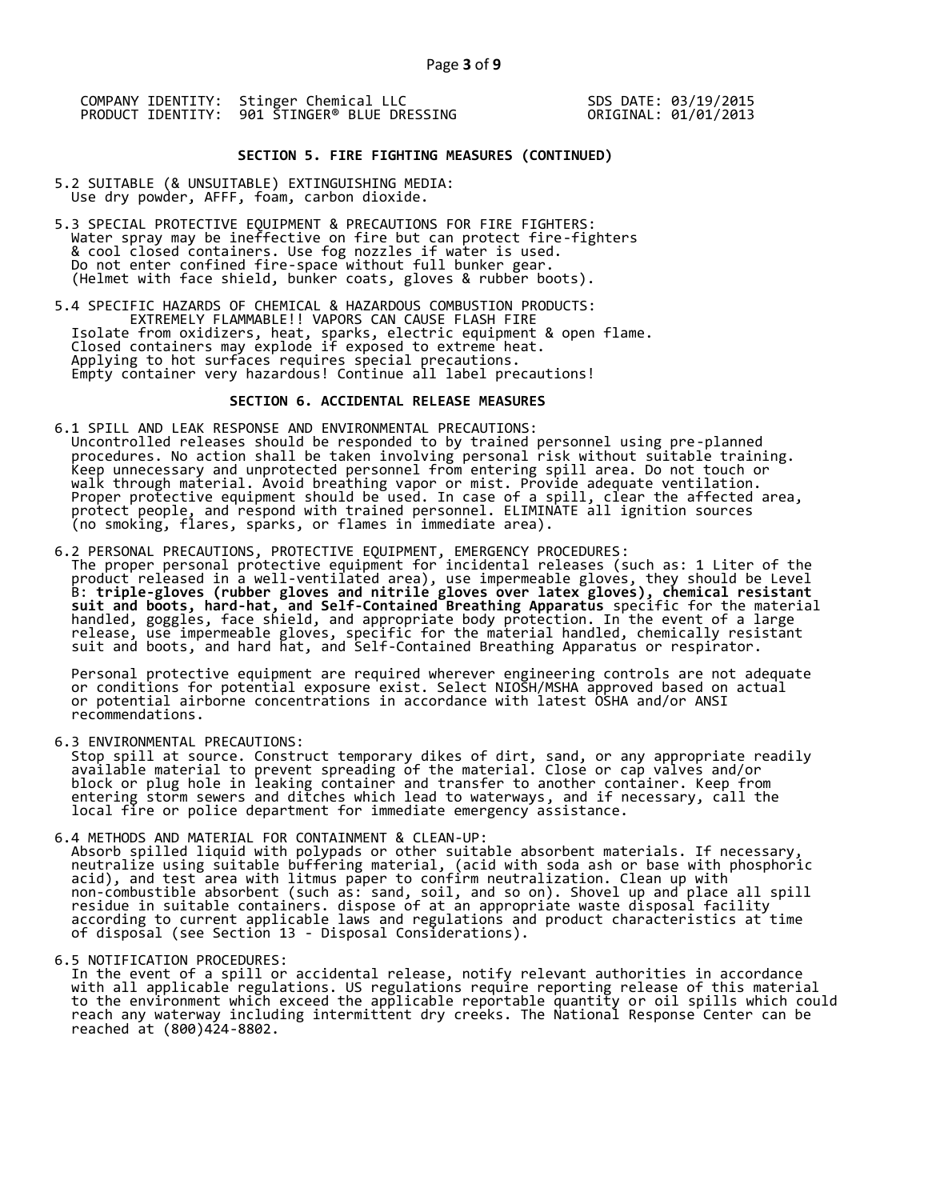COMPANY IDENTITY: Stinger Chemical LLC SDS DATE: 03/19/2015
PRODUCT IDENTITY: 901 STINGER® BLUE DRESSING ORIGINAL: 01/01/2013

## SECTION 5. FIRE FIGHTING MEASURES (CONTINUED)

5.2 SUITABLE (& UNSUITABLE) EXTINGUISHING MEDIA:
Use dry powder, AFFF, foam, carbon dioxide.

5.3 SPECIAL PROTECTIVE EQUIPMENT & PRECAUTIONS FOR FIRE FIGHTERS:
Water spray may be ineffective on fire but can protect fire-fighters & cool closed containers. Use fog nozzles if water is used. Do not enter confined fire-space without full bunker gear. (Helmet with face shield, bunker coats, gloves & rubber boots).

5.4 SPECIFIC HAZARDS OF CHEMICAL & HAZARDOUS COMBUSTION PRODUCTS:
EXTREMELY FLAMMABLE!! VAPORS CAN CAUSE FLASH FIRE
Isolate from oxidizers, heat, sparks, electric equipment & open flame. Closed containers may explode if exposed to extreme heat. Applying to hot surfaces requires special precautions. Empty container very hazardous! Continue all label precautions!

## SECTION 6. ACCIDENTAL RELEASE MEASURES

6.1 SPILL AND LEAK RESPONSE AND ENVIRONMENTAL PRECAUTIONS:
Uncontrolled releases should be responded to by trained personnel using pre-planned procedures. No action shall be taken involving personal risk without suitable training. Keep unnecessary and unprotected personnel from entering spill area. Do not touch or walk through material. Avoid breathing vapor or mist. Provide adequate ventilation. Proper protective equipment should be used. In case of a spill, clear the affected area, protect people, and respond with trained personnel. ELIMINATE all ignition sources (no smoking, flares, sparks, or flames in immediate area).

6.2 PERSONAL PRECAUTIONS, PROTECTIVE EQUIPMENT, EMERGENCY PROCEDURES:
The proper personal protective equipment for incidental releases (such as: 1 Liter of the product released in a well-ventilated area), use impermeable gloves, they should be Level B: **triple-gloves (rubber gloves and nitrile gloves over latex gloves), chemical resistant suit and boots, hard-hat, and Self-Contained Breathing Apparatus** specific for the material handled, goggles, face shield, and appropriate body protection. In the event of a large release, use impermeable gloves, specific for the material handled, chemically resistant suit and boots, and hard hat, and Self-Contained Breathing Apparatus or respirator.

Personal protective equipment are required wherever engineering controls are not adequate or conditions for potential exposure exist. Select NIOSH/MSHA approved based on actual or potential airborne concentrations in accordance with latest OSHA and/or ANSI recommendations.

6.3 ENVIRONMENTAL PRECAUTIONS:
Stop spill at source. Construct temporary dikes of dirt, sand, or any appropriate readily available material to prevent spreading of the material. Close or cap valves and/or block or plug hole in leaking container and transfer to another container. Keep from entering storm sewers and ditches which lead to waterways, and if necessary, call the local fire or police department for immediate emergency assistance.

6.4 METHODS AND MATERIAL FOR CONTAINMENT & CLEAN-UP:
Absorb spilled liquid with polypads or other suitable absorbent materials. If necessary, neutralize using suitable buffering material, (acid with soda ash or base with phosphoric acid), and test area with litmus paper to confirm neutralization. Clean up with non-combustible absorbent (such as: sand, soil, and so on). Shovel up and place all spill residue in suitable containers. dispose of at an appropriate waste disposal facility according to current applicable laws and regulations and product characteristics at time of disposal (see Section 13 - Disposal Considerations).

6.5 NOTIFICATION PROCEDURES:
In the event of a spill or accidental release, notify relevant authorities in accordance with all applicable regulations. US regulations require reporting release of this material to the environment which exceed the applicable reportable quantity or oil spills which could reach any waterway including intermittent dry creeks. The National Response Center can be reached at (800)424-8802.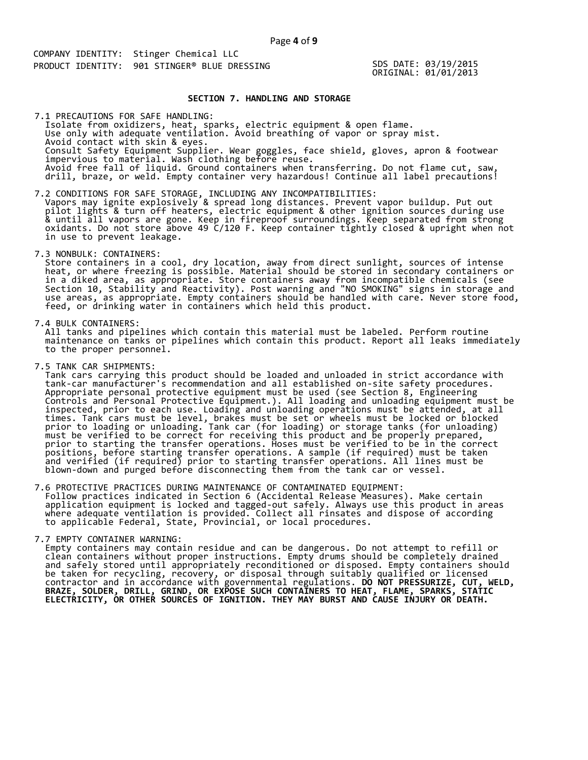COMPANY IDENTITY: Stinger Chemical LLC
PRODUCT IDENTITY: 901 STINGER® BLUE DRESSING

SDS DATE: 03/19/2015
ORIGINAL: 01/01/2013

## SECTION 7. HANDLING AND STORAGE

7.1 PRECAUTIONS FOR SAFE HANDLING:
Isolate from oxidizers, heat, sparks, electric equipment & open flame. Use only with adequate ventilation. Avoid breathing of vapor or spray mist. Avoid contact with skin & eyes. Consult Safety Equipment Supplier. Wear goggles, face shield, gloves, apron & footwear impervious to material. Wash clothing before reuse. Avoid free fall of liquid. Ground containers when transferring. Do not flame cut, saw, drill, braze, or weld. Empty container very hazardous! Continue all label precautions!

7.2 CONDITIONS FOR SAFE STORAGE, INCLUDING ANY INCOMPATIBILITIES:
Vapors may ignite explosively & spread long distances. Prevent vapor buildup. Put out pilot lights & turn off heaters, electric equipment & other ignition sources during use & until all vapors are gone. Keep in fireproof surroundings. Keep separated from strong oxidants. Do not store above 49 C/120 F. Keep container tightly closed & upright when not in use to prevent leakage.

7.3 NONBULK: CONTAINERS:
Store containers in a cool, dry location, away from direct sunlight, sources of intense heat, or where freezing is possible. Material should be stored in secondary containers or in a diked area, as appropriate. Store containers away from incompatible chemicals (see Section 10, Stability and Reactivity). Post warning and "NO SMOKING" signs in storage and use areas, as appropriate. Empty containers should be handled with care. Never store food, feed, or drinking water in containers which held this product.

7.4 BULK CONTAINERS:
All tanks and pipelines which contain this material must be labeled. Perform routine maintenance on tanks or pipelines which contain this product. Report all leaks immediately to the proper personnel.

7.5 TANK CAR SHIPMENTS:
Tank cars carrying this product should be loaded and unloaded in strict accordance with tank-car manufacturer's recommendation and all established on-site safety procedures. Appropriate personal protective equipment must be used (see Section 8, Engineering Controls and Personal Protective Equipment.). All loading and unloading equipment must be inspected, prior to each use. Loading and unloading operations must be attended, at all times. Tank cars must be level, brakes must be set or wheels must be locked or blocked prior to loading or unloading. Tank car (for loading) or storage tanks (for unloading) must be verified to be correct for receiving this product and be properly prepared, prior to starting the transfer operations. Hoses must be verified to be in the correct positions, before starting transfer operations. A sample (if required) must be taken and verified (if required) prior to starting transfer operations. All lines must be blown-down and purged before disconnecting them from the tank car or vessel.

7.6 PROTECTIVE PRACTICES DURING MAINTENANCE OF CONTAMINATED EQUIPMENT:
Follow practices indicated in Section 6 (Accidental Release Measures). Make certain application equipment is locked and tagged-out safely. Always use this product in areas where adequate ventilation is provided. Collect all rinsates and dispose of according to applicable Federal, State, Provincial, or local procedures.

7.7 EMPTY CONTAINER WARNING:
Empty containers may contain residue and can be dangerous. Do not attempt to refill or clean containers without proper instructions. Empty drums should be completely drained and safely stored until appropriately reconditioned or disposed. Empty containers should be taken for recycling, recovery, or disposal through suitably qualified or licensed contractor and in accordance with governmental regulations. **DO NOT PRESSURIZE, CUT, WELD, BRAZE, SOLDER, DRILL, GRIND, OR EXPOSE SUCH CONTAINERS TO HEAT, FLAME, SPARKS, STATIC ELECTRICITY, OR OTHER SOURCES OF IGNITION. THEY MAY BURST AND CAUSE INJURY OR DEATH.**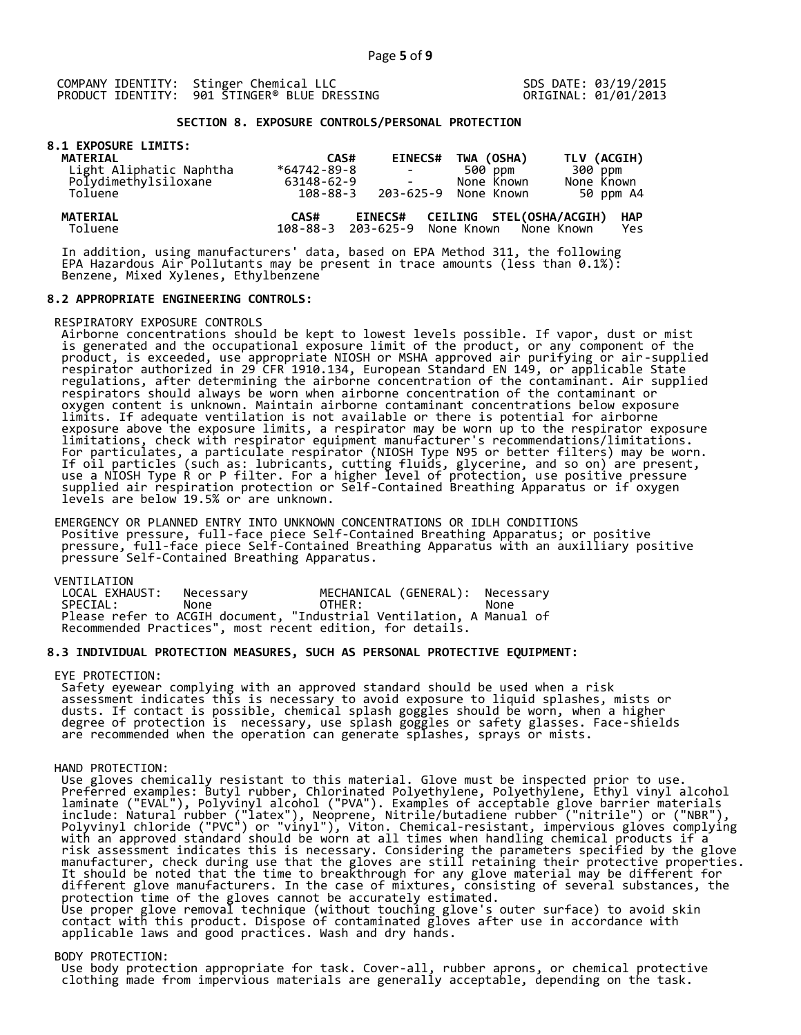COMPANY IDENTITY: Stinger Chemical LLC
PRODUCT IDENTITY: 901 STINGER® BLUE DRESSING

SDS DATE: 03/19/2015
ORIGINAL: 01/01/2013

## SECTION 8. EXPOSURE CONTROLS/PERSONAL PROTECTION

### 8.1 EXPOSURE LIMITS:

| MATERIAL | CAS# | EINECS# | TWA (OSHA) | TLV (ACGIH) |
|---|---|---|---|---|
| Light Aliphatic Naphtha | *64742-89-8 | - | 500 ppm | 300 ppm |
| Polydimethylsiloxane | 63148-62-9 | - | None Known | None Known |
| Toluene | 108-88-3 | 203-625-9 | None Known | 50 ppm A4 |

| MATERIAL | CAS# | EINECS# | CEILING | STEL(OSHA/ACGIH) | HAP |
|---|---|---|---|---|---|
| Toluene | 108-88-3 | 203-625-9 | None Known | None Known | Yes |

In addition, using manufacturers' data, based on EPA Method 311, the following EPA Hazardous Air Pollutants may be present in trace amounts (less than 0.1%): Benzene, Mixed Xylenes, Ethylbenzene

### 8.2 APPROPRIATE ENGINEERING CONTROLS:

RESPIRATORY EXPOSURE CONTROLS
Airborne concentrations should be kept to lowest levels possible. If vapor, dust or mist is generated and the occupational exposure limit of the product, or any component of the product, is exceeded, use appropriate NIOSH or MSHA approved air purifying or air-supplied respirator authorized in 29 CFR 1910.134, European Standard EN 149, or applicable State regulations, after determining the airborne concentration of the contaminant. Air supplied respirators should always be worn when airborne concentration of the contaminant or oxygen content is unknown. Maintain airborne contaminant concentrations below exposure limits. If adequate ventilation is not available or there is potential for airborne exposure above the exposure limits, a respirator may be worn up to the respirator exposure limitations, check with respirator equipment manufacturer's recommendations/limitations. For particulates, a particulate respirator (NIOSH Type N95 or better filters) may be worn. If oil particles (such as: lubricants, cutting fluids, glycerine, and so on) are present, use a NIOSH Type R or P filter. For a higher level of protection, use positive pressure supplied air respiration protection or Self-Contained Breathing Apparatus or if oxygen levels are below 19.5% or are unknown.

EMERGENCY OR PLANNED ENTRY INTO UNKNOWN CONCENTRATIONS OR IDLH CONDITIONS
Positive pressure, full-face piece Self-Contained Breathing Apparatus; or positive pressure, full-face piece Self-Contained Breathing Apparatus with an auxilliary positive pressure Self-Contained Breathing Apparatus.

VENTILATION

| | | | |
|---|---|---|---|
| LOCAL EXHAUST: | Necessary | MECHANICAL (GENERAL): | Necessary |
| SPECIAL: | None | OTHER: | None |

Please refer to ACGIH document, "Industrial Ventilation, A Manual of Recommended Practices", most recent edition, for details.

### 8.3 INDIVIDUAL PROTECTION MEASURES, SUCH AS PERSONAL PROTECTIVE EQUIPMENT:

EYE PROTECTION:
Safety eyewear complying with an approved standard should be used when a risk assessment indicates this is necessary to avoid exposure to liquid splashes, mists or dusts. If contact is possible, chemical splash goggles should be worn, when a higher degree of protection is necessary, use splash goggles or safety glasses. Face-shields are recommended when the operation can generate splashes, sprays or mists.

HAND PROTECTION:
Use gloves chemically resistant to this material. Glove must be inspected prior to use. Preferred examples: Butyl rubber, Chlorinated Polyethylene, Polyethylene, Ethyl vinyl alcohol laminate ("EVAL"), Polyvinyl alcohol ("PVA"). Examples of acceptable glove barrier materials include: Natural rubber ("latex"), Neoprene, Nitrile/butadiene rubber ("nitrile") or ("NBR"), Polyvinyl chloride ("PVC") or "vinyl"), Viton. Chemical-resistant, impervious gloves complying with an approved standard should be worn at all times when handling chemical products if a risk assessment indicates this is necessary. Considering the parameters specified by the glove manufacturer, check during use that the gloves are still retaining their protective properties. It should be noted that the time to breakthrough for any glove material may be different for different glove manufacturers. In the case of mixtures, consisting of several substances, the protection time of the gloves cannot be accurately estimated.
Use proper glove removal technique (without touching glove's outer surface) to avoid skin contact with this product. Dispose of contaminated gloves after use in accordance with applicable laws and good practices. Wash and dry hands.

BODY PROTECTION:
Use body protection appropriate for task. Cover-all, rubber aprons, or chemical protective clothing made from impervious materials are generally acceptable, depending on the task.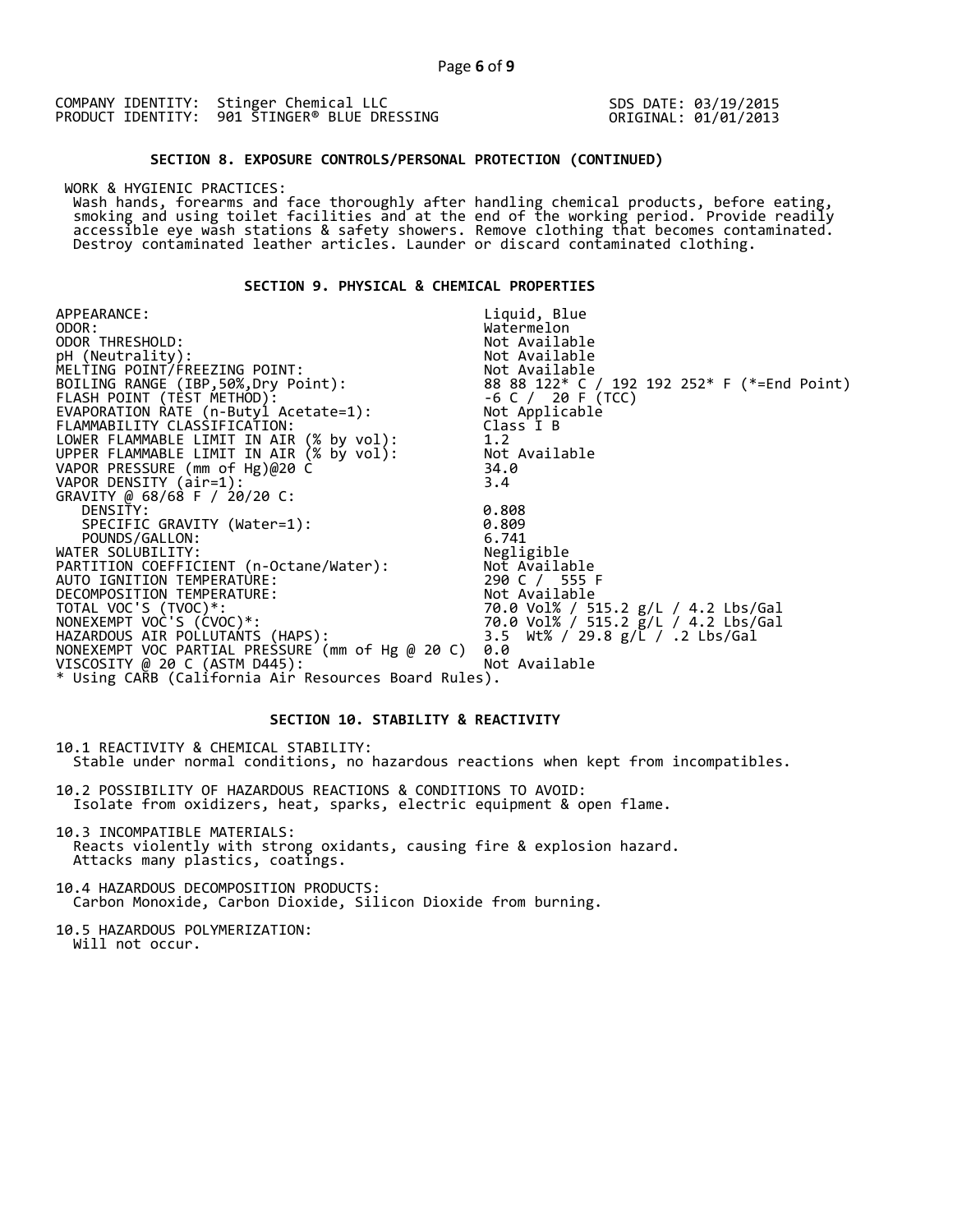COMPANY IDENTITY: Stinger Chemical LLC
PRODUCT IDENTITY: 901 STINGER® BLUE DRESSING

SDS DATE: 03/19/2015
ORIGINAL: 01/01/2013

## SECTION 8. EXPOSURE CONTROLS/PERSONAL PROTECTION (CONTINUED)

WORK & HYGIENIC PRACTICES:
Wash hands, forearms and face thoroughly after handling chemical products, before eating, smoking and using toilet facilities and at the end of the working period. Provide readily accessible eye wash stations & safety showers. Remove clothing that becomes contaminated. Destroy contaminated leather articles. Launder or discard contaminated clothing.

## SECTION 9. PHYSICAL & CHEMICAL PROPERTIES

| Property | Value |
|---|---|
| APPEARANCE: | Liquid, Blue |
| ODOR: | Watermelon |
| ODOR THRESHOLD: | Not Available |
| pH (Neutrality): | Not Available |
| MELTING POINT/FREEZING POINT: | Not Available |
| BOILING RANGE (IBP,50%,Dry Point): | 88 88 122* C / 192 192 252* F (*=End Point) |
| FLASH POINT (TEST METHOD): | -6 C / 20 F (TCC) |
| EVAPORATION RATE (n-Butyl Acetate=1): | Not Applicable |
| FLAMMABILITY CLASSIFICATION: | Class I B |
| LOWER FLAMMABLE LIMIT IN AIR (% by vol): | 1.2 |
| UPPER FLAMMABLE LIMIT IN AIR (% by vol): | Not Available |
| VAPOR PRESSURE (mm of Hg)@20 C | 34.0 |
| VAPOR DENSITY (air=1): | 3.4 |
| GRAVITY @ 68/68 F / 20/20 C: | |
| DENSITY: | 0.808 |
| SPECIFIC GRAVITY (Water=1): | 0.809 |
| POUNDS/GALLON: | 6.741 |
| WATER SOLUBILITY: | Negligible |
| PARTITION COEFFICIENT (n-Octane/Water): | Not Available |
| AUTO IGNITION TEMPERATURE: | 290 C / 555 F |
| DECOMPOSITION TEMPERATURE: | Not Available |
| TOTAL VOC'S (TVOC)*: | 70.0 Vol% / 515.2 g/L / 4.2 Lbs/Gal |
| NONEXEMPT VOC'S (CVOC)*: | 70.0 Vol% / 515.2 g/L / 4.2 Lbs/Gal |
| HAZARDOUS AIR POLLUTANTS (HAPS): | 3.5 Wt% / 29.8 g/L / .2 Lbs/Gal |
| NONEXEMPT VOC PARTIAL PRESSURE (mm of Hg @ 20 C) | 0.0 |
| VISCOSITY @ 20 C (ASTM D445): | Not Available |

* Using CARB (California Air Resources Board Rules).

## SECTION 10. STABILITY & REACTIVITY

10.1 REACTIVITY & CHEMICAL STABILITY:
Stable under normal conditions, no hazardous reactions when kept from incompatibles.

10.2 POSSIBILITY OF HAZARDOUS REACTIONS & CONDITIONS TO AVOID:
Isolate from oxidizers, heat, sparks, electric equipment & open flame.

10.3 INCOMPATIBLE MATERIALS:
Reacts violently with strong oxidants, causing fire & explosion hazard.
Attacks many plastics, coatings.

10.4 HAZARDOUS DECOMPOSITION PRODUCTS:
Carbon Monoxide, Carbon Dioxide, Silicon Dioxide from burning.

10.5 HAZARDOUS POLYMERIZATION:
Will not occur.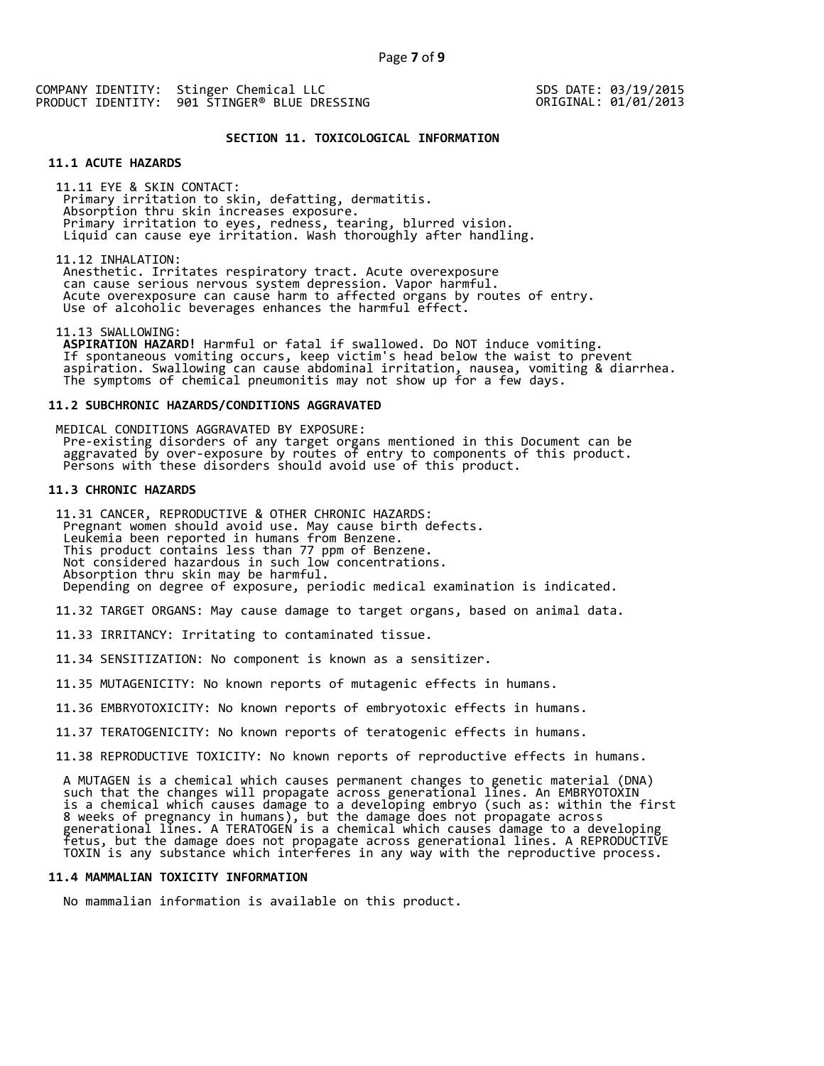COMPANY IDENTITY: Stinger Chemical LLC
PRODUCT IDENTITY: 901 STINGER® BLUE DRESSING

SDS DATE: 03/19/2015
ORIGINAL: 01/01/2013

## SECTION 11. TOXICOLOGICAL INFORMATION

### 11.1 ACUTE HAZARDS

11.11 EYE & SKIN CONTACT:
Primary irritation to skin, defatting, dermatitis.
Absorption thru skin increases exposure.
Primary irritation to eyes, redness, tearing, blurred vision.
Liquid can cause eye irritation. Wash thoroughly after handling.

11.12 INHALATION:
Anesthetic. Irritates respiratory tract. Acute overexposure can cause serious nervous system depression. Vapor harmful.
Acute overexposure can cause harm to affected organs by routes of entry.
Use of alcoholic beverages enhances the harmful effect.

11.13 SWALLOWING:
**ASPIRATION HAZARD!** Harmful or fatal if swallowed. Do NOT induce vomiting.
If spontaneous vomiting occurs, keep victim's head below the waist to prevent aspiration. Swallowing can cause abdominal irritation, nausea, vomiting & diarrhea.
The symptoms of chemical pneumonitis may not show up for a few days.

### 11.2 SUBCHRONIC HAZARDS/CONDITIONS AGGRAVATED

MEDICAL CONDITIONS AGGRAVATED BY EXPOSURE:
Pre-existing disorders of any target organs mentioned in this Document can be aggravated by over-exposure by routes of entry to components of this product.
Persons with these disorders should avoid use of this product.

### 11.3 CHRONIC HAZARDS

11.31 CANCER, REPRODUCTIVE & OTHER CHRONIC HAZARDS:
Pregnant women should avoid use. May cause birth defects.
Leukemia been reported in humans from Benzene.
This product contains less than 77 ppm of Benzene.
Not considered hazardous in such low concentrations.
Absorption thru skin may be harmful.
Depending on degree of exposure, periodic medical examination is indicated.

11.32 TARGET ORGANS: May cause damage to target organs, based on animal data.

11.33 IRRITANCY: Irritating to contaminated tissue.

11.34 SENSITIZATION: No component is known as a sensitizer.

11.35 MUTAGENICITY: No known reports of mutagenic effects in humans.

11.36 EMBRYOTOXICITY: No known reports of embryotoxic effects in humans.

11.37 TERATOGENICITY: No known reports of teratogenic effects in humans.

11.38 REPRODUCTIVE TOXICITY: No known reports of reproductive effects in humans.

A MUTAGEN is a chemical which causes permanent changes to genetic material (DNA) such that the changes will propagate across generational lines. An EMBRYOTOXIN is a chemical which causes damage to a developing embryo (such as: within the first 8 weeks of pregnancy in humans), but the damage does not propagate across generational lines. A TERATOGEN is a chemical which causes damage to a developing fetus, but the damage does not propagate across generational lines. A REPRODUCTIVE TOXIN is any substance which interferes in any way with the reproductive process.

### 11.4 MAMMALIAN TOXICITY INFORMATION

No mammalian information is available on this product.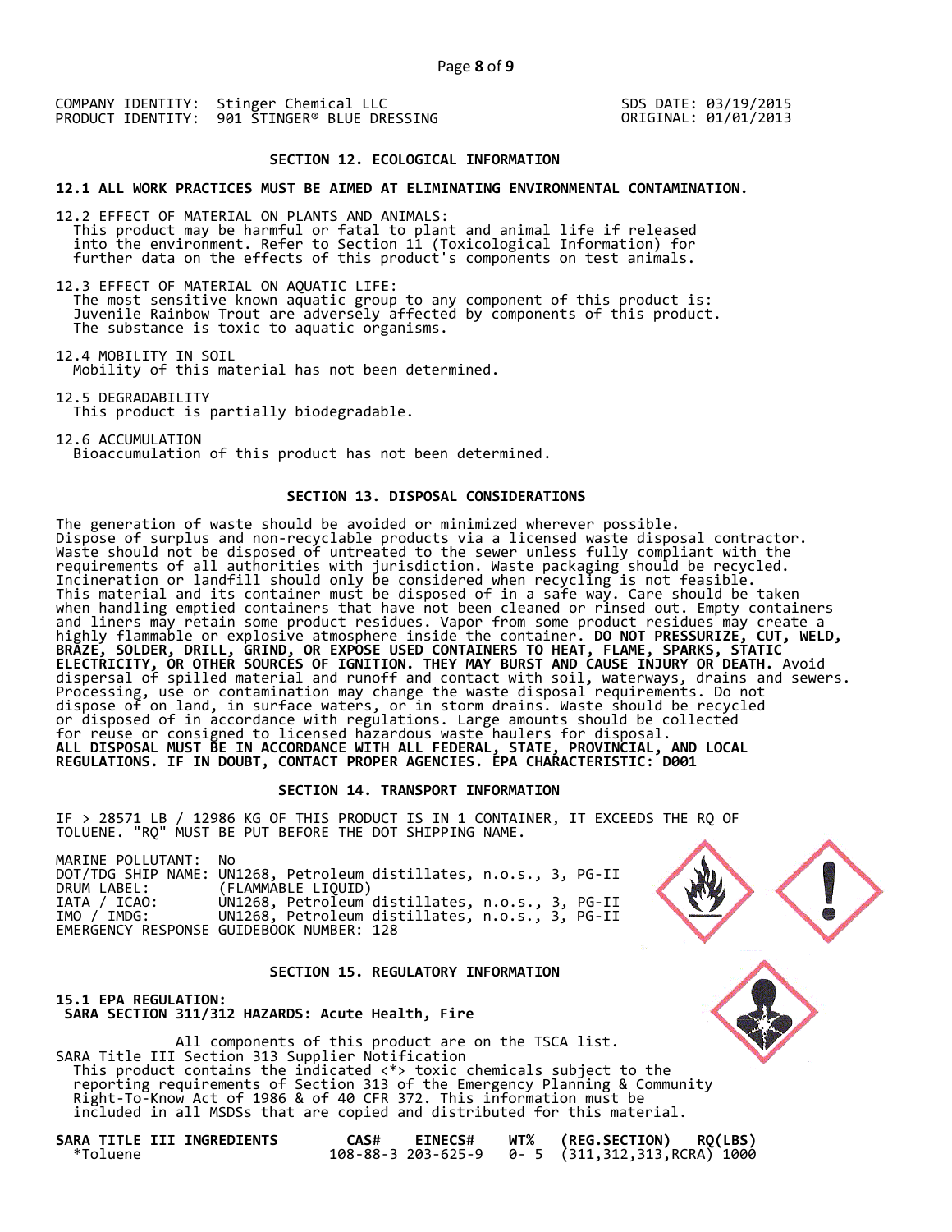COMPANY IDENTITY: Stinger Chemical LLC
PRODUCT IDENTITY: 901 STINGER® BLUE DRESSING

SDS DATE: 03/19/2015
ORIGINAL: 01/01/2013

## SECTION 12. ECOLOGICAL INFORMATION

**12.1 ALL WORK PRACTICES MUST BE AIMED AT ELIMINATING ENVIRONMENTAL CONTAMINATION.**

12.2 EFFECT OF MATERIAL ON PLANTS AND ANIMALS:
This product may be harmful or fatal to plant and animal life if released into the environment. Refer to Section 11 (Toxicological Information) for further data on the effects of this product's components on test animals.

12.3 EFFECT OF MATERIAL ON AQUATIC LIFE:
The most sensitive known aquatic group to any component of this product is: Juvenile Rainbow Trout are adversely affected by components of this product. The substance is toxic to aquatic organisms.

12.4 MOBILITY IN SOIL
Mobility of this material has not been determined.

12.5 DEGRADABILITY
This product is partially biodegradable.

12.6 ACCUMULATION
Bioaccumulation of this product has not been determined.

## SECTION 13. DISPOSAL CONSIDERATIONS

The generation of waste should be avoided or minimized wherever possible. Dispose of surplus and non-recyclable products via a licensed waste disposal contractor. Waste should not be disposed of untreated to the sewer unless fully compliant with the requirements of all authorities with jurisdiction. Waste packaging should be recycled. Incineration or landfill should only be considered when recycling is not feasible. This material and its container must be disposed of in a safe way. Care should be taken when handling emptied containers that have not been cleaned or rinsed out. Empty containers and liners may retain some product residues. Vapor from some product residues may create a highly flammable or explosive atmosphere inside the container. **DO NOT PRESSURIZE, CUT, WELD, BRAZE, SOLDER, DRILL, GRIND, OR EXPOSE USED CONTAINERS TO HEAT, FLAME, SPARKS, STATIC ELECTRICITY, OR OTHER SOURCES OF IGNITION. THEY MAY BURST AND CAUSE INJURY OR DEATH.** Avoid dispersal of spilled material and runoff and contact with soil, waterways, drains and sewers. Processing, use or contamination may change the waste disposal requirements. Do not dispose of on land, in surface waters, or in storm drains. Waste should be recycled or disposed of in accordance with regulations. Large amounts should be collected for reuse or consigned to licensed hazardous waste haulers for disposal.
**ALL DISPOSAL MUST BE IN ACCORDANCE WITH ALL FEDERAL, STATE, PROVINCIAL, AND LOCAL REGULATIONS. IF IN DOUBT, CONTACT PROPER AGENCIES. EPA CHARACTERISTIC: D001**

## SECTION 14. TRANSPORT INFORMATION

IF > 28571 LB / 12986 KG OF THIS PRODUCT IS IN 1 CONTAINER, IT EXCEEDS THE RQ OF TOLUENE. "RQ" MUST BE PUT BEFORE THE DOT SHIPPING NAME.

MARINE POLLUTANT: No
DOT/TDG SHIP NAME: UN1268, Petroleum distillates, n.o.s., 3, PG-II
DRUM LABEL: (FLAMMABLE LIQUID)
IATA / ICAO: UN1268, Petroleum distillates, n.o.s., 3, PG-II
IMO / IMDG: UN1268, Petroleum distillates, n.o.s., 3, PG-II
EMERGENCY RESPONSE GUIDEBOOK NUMBER: 128

## SECTION 15. REGULATORY INFORMATION

**15.1 EPA REGULATION:**
**SARA SECTION 311/312 HAZARDS: Acute Health, Fire**

All components of this product are on the TSCA list.
SARA Title III Section 313 Supplier Notification
This product contains the indicated <*> toxic chemicals subject to the reporting requirements of Section 313 of the Emergency Planning & Community Right-To-Know Act of 1986 & of 40 CFR 372. This information must be included in all MSDSs that are copied and distributed for this material.

| SARA TITLE III INGREDIENTS | CAS# | EINECS# | WT% | (REG.SECTION) | RQ(LBS) |
|---|---|---|---|---|---|
| *Toluene | 108-88-3 | 203-625-9 | 0- 5 | (311,312,313,RCRA) | 1000 |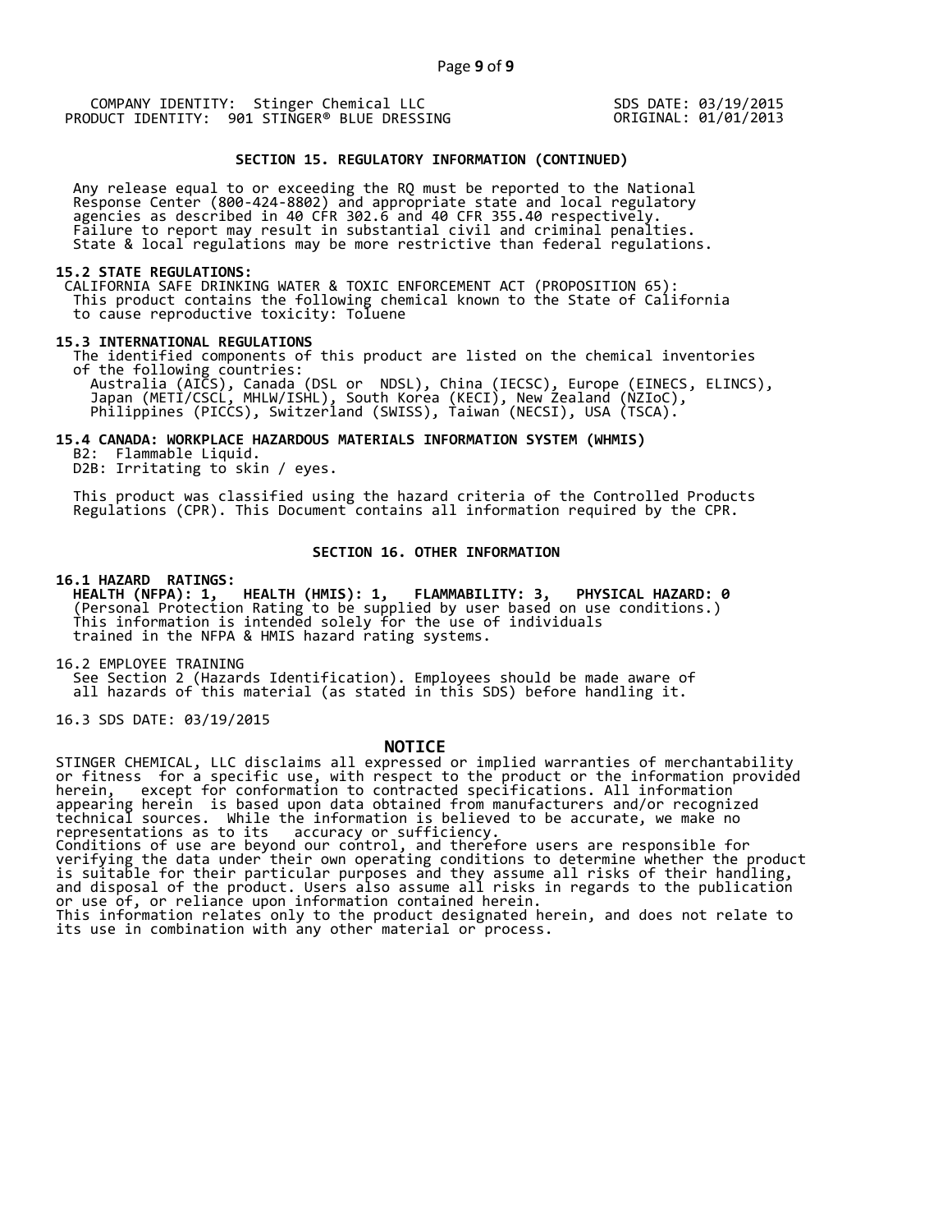COMPANY IDENTITY: Stinger Chemical LLC
PRODUCT IDENTITY: 901 STINGER® BLUE DRESSING

SDS DATE: 03/19/2015
ORIGINAL: 01/01/2013

## SECTION 15. REGULATORY INFORMATION (CONTINUED)

Any release equal to or exceeding the RQ must be reported to the National Response Center (800-424-8802) and appropriate state and local regulatory agencies as described in 40 CFR 302.6 and 40 CFR 355.40 respectively. Failure to report may result in substantial civil and criminal penalties. State & local regulations may be more restrictive than federal regulations.

**15.2 STATE REGULATIONS:**

CALIFORNIA SAFE DRINKING WATER & TOXIC ENFORCEMENT ACT (PROPOSITION 65):
This product contains the following chemical known to the State of California to cause reproductive toxicity: Toluene

**15.3 INTERNATIONAL REGULATIONS**

The identified components of this product are listed on the chemical inventories of the following countries:
Australia (AICS), Canada (DSL or NDSL), China (IECSC), Europe (EINECS, ELINCS), Japan (METI/CSCL, MHLW/ISHL), South Korea (KECI), New Zealand (NZIoC), Philippines (PICCS), Switzerland (SWISS), Taiwan (NECSI), USA (TSCA).

**15.4 CANADA: WORKPLACE HAZARDOUS MATERIALS INFORMATION SYSTEM (WHMIS)**

B2: Flammable Liquid.
D2B: Irritating to skin / eyes.

This product was classified using the hazard criteria of the Controlled Products Regulations (CPR). This Document contains all information required by the CPR.

## SECTION 16. OTHER INFORMATION

**16.1 HAZARD RATINGS:**

**HEALTH (NFPA): 1, HEALTH (HMIS): 1, FLAMMABILITY: 3, PHYSICAL HAZARD: 0**
(Personal Protection Rating to be supplied by user based on use conditions.)
This information is intended solely for the use of individuals trained in the NFPA & HMIS hazard rating systems.

16.2 EMPLOYEE TRAINING

See Section 2 (Hazards Identification). Employees should be made aware of all hazards of this material (as stated in this SDS) before handling it.

16.3 SDS DATE: 03/19/2015

## NOTICE

STINGER CHEMICAL, LLC disclaims all expressed or implied warranties of merchantability or fitness for a specific use, with respect to the product or the information provided herein, except for conformation to contracted specifications. All information appearing herein is based upon data obtained from manufacturers and/or recognized technical sources. While the information is believed to be accurate, we make no representations as to its accuracy or sufficiency.
Conditions of use are beyond our control, and therefore users are responsible for verifying the data under their own operating conditions to determine whether the product is suitable for their particular purposes and they assume all risks of their handling, and disposal of the product. Users also assume all risks in regards to the publication or use of, or reliance upon information contained herein.
This information relates only to the product designated herein, and does not relate to its use in combination with any other material or process.